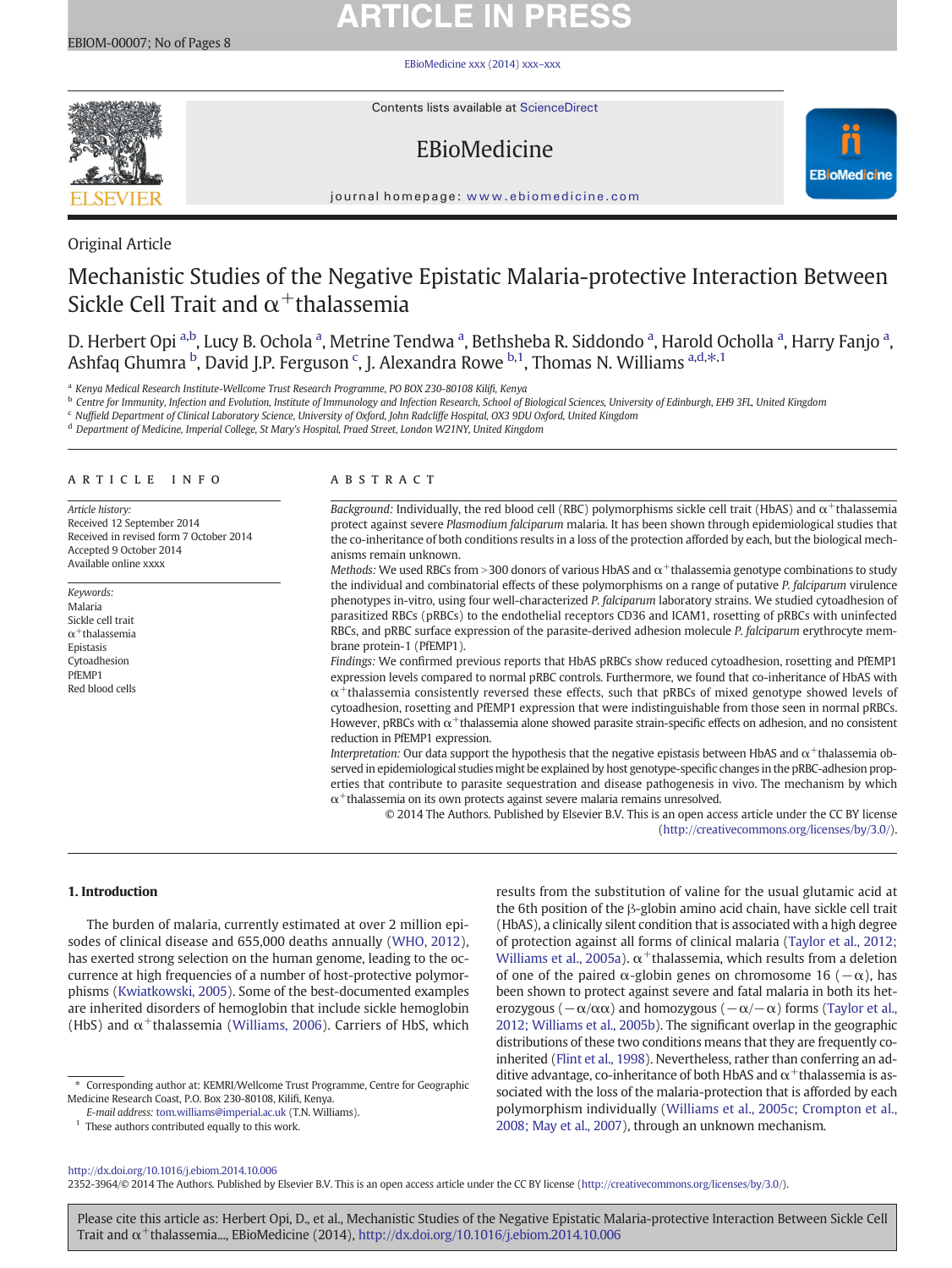Original Article

# Mechanistic Studies of the Negative Epistatic Malaria-protective Interaction Between Sickle Cell Trait and $\alpha^+$thalassemia

D. Herbert Opi [a,b], Lucy B. Ochola [a], Metrine Tendwa [a], Bethsheba R. Siddondo [a], Harold Ocholla [a], Harry Fanjo [a], Ashfaq Ghumra [b], David J.P. Ferguson [c], J. Alexandra Rowe [b,1], Thomas N. Williams [a,d,*,1]

[a] Kenya Medical Research Institute-Wellcome Trust Research Programme, PO BOX 230-80108 Kilifi, Kenya

[b] Centre for Immunity, Infection and Evolution, Institute of Immunology and Infection Research, School of Biological Sciences, University of Edinburgh, EH9 3FL, United Kingdom

[c] Nuffield Department of Clinical Laboratory Science, University of Oxford, John Radcliffe Hospital, OX3 9DU Oxford, United Kingdom

[d] Department of Medicine, Imperial College, St Mary's Hospital, Praed Street, London W21NY, United Kingdom

## ARTICLE INFO

*Article history:*
Received 12 September 2014
Received in revised form 7 October 2014
Accepted 9 October 2014
Available online xxxx

*Keywords:*
Malaria
Sickle cell trait
$\alpha^+$thalassemia
Epistasis
Cytoadhesion
PfEMP1
Red blood cells

## ABSTRACT

*Background:* Individually, the red blood cell (RBC) polymorphisms sickle cell trait (HbAS) and $\alpha^+$thalassemia protect against severe *Plasmodium falciparum* malaria. It has been shown through epidemiological studies that the co-inheritance of both conditions results in a loss of the protection afforded by each, but the biological mechanisms remain unknown.

*Methods:* We used RBCs from >300 donors of various HbAS and $\alpha^+$thalassemia genotype combinations to study the individual and combinatorial effects of these polymorphisms on a range of putative *P. falciparum* virulence phenotypes in-vitro, using four well-characterized *P. falciparum* laboratory strains. We studied cytoadhesion of parasitized RBCs (pRBCs) to the endothelial receptors CD36 and ICAM1, rosetting of pRBCs with uninfected RBCs, and pRBC surface expression of the parasite-derived adhesion molecule *P. falciparum* erythrocyte membrane protein-1 (PfEMP1).

*Findings:* We confirmed previous reports that HbAS pRBCs show reduced cytoadhesion, rosetting and PfEMP1 expression levels compared to normal pRBC controls. Furthermore, we found that co-inheritance of HbAS with $\alpha^+$thalassemia consistently reversed these effects, such that pRBCs of mixed genotype showed levels of cytoadhesion, rosetting and PfEMP1 expression that were indistinguishable from those seen in normal pRBCs. However, pRBCs with $\alpha^+$thalassemia alone showed parasite strain-specific effects on adhesion, and no consistent reduction in PfEMP1 expression.

*Interpretation:* Our data support the hypothesis that the negative epistasis between HbAS and $\alpha^+$thalassemia observed in epidemiological studies might be explained by host genotype-specific changes in the pRBC-adhesion properties that contribute to parasite sequestration and disease pathogenesis in vivo. The mechanism by which $\alpha^+$thalassemia on its own protects against severe malaria remains unresolved.

© 2014 The Authors. Published by Elsevier B.V. This is an open access article under the CC BY license (http://creativecommons.org/licenses/by/3.0/).

## 1. Introduction

The burden of malaria, currently estimated at over 2 million episodes of clinical disease and 655,000 deaths annually (WHO, 2012), has exerted strong selection on the human genome, leading to the occurrence at high frequencies of a number of host-protective polymorphisms (Kwiatkowski, 2005). Some of the best-documented examples are inherited disorders of hemoglobin that include sickle hemoglobin (HbS) and $\alpha^+$thalassemia (Williams, 2006). Carriers of HbS, which results from the substitution of valine for the usual glutamic acid at the 6th position of the β-globin amino acid chain, have sickle cell trait (HbAS), a clinically silent condition that is associated with a high degree of protection against all forms of clinical malaria (Taylor et al., 2012; Williams et al., 2005a). $\alpha^+$thalassemia, which results from a deletion of one of the paired α-globin genes on chromosome 16 (−α), has been shown to protect against severe and fatal malaria in both its heterozygous (−α/αα) and homozygous (−α/−α) forms (Taylor et al., 2012; Williams et al., 2005b). The significant overlap in the geographic distributions of these two conditions means that they are frequently co-inherited (Flint et al., 1998). Nevertheless, rather than conferring an additive advantage, co-inheritance of both HbAS and $\alpha^+$thalassemia is associated with the loss of the malaria-protection that is afforded by each polymorphism individually (Williams et al., 2005c; Crompton et al., 2008; May et al., 2007), through an unknown mechanism.

\* Corresponding author at: KEMRI/Wellcome Trust Programme, Centre for Geographic Medicine Research Coast, P.O. Box 230-80108, Kilifi, Kenya.
*E-mail address:* tom.williams@imperial.ac.uk (T.N. Williams).

[1] These authors contributed equally to this work.

http://dx.doi.org/10.1016/j.ebiom.2014.10.006
2352-3964/© 2014 The Authors. Published by Elsevier B.V. This is an open access article under the CC BY license (http://creativecommons.org/licenses/by/3.0/).

Please cite this article as: Herbert Opi, D., et al., Mechanistic Studies of the Negative Epistatic Malaria-protective Interaction Between Sickle Cell Trait and $\alpha^+$thalassemia..., EBioMedicine (2014), http://dx.doi.org/10.1016/j.ebiom.2014.10.006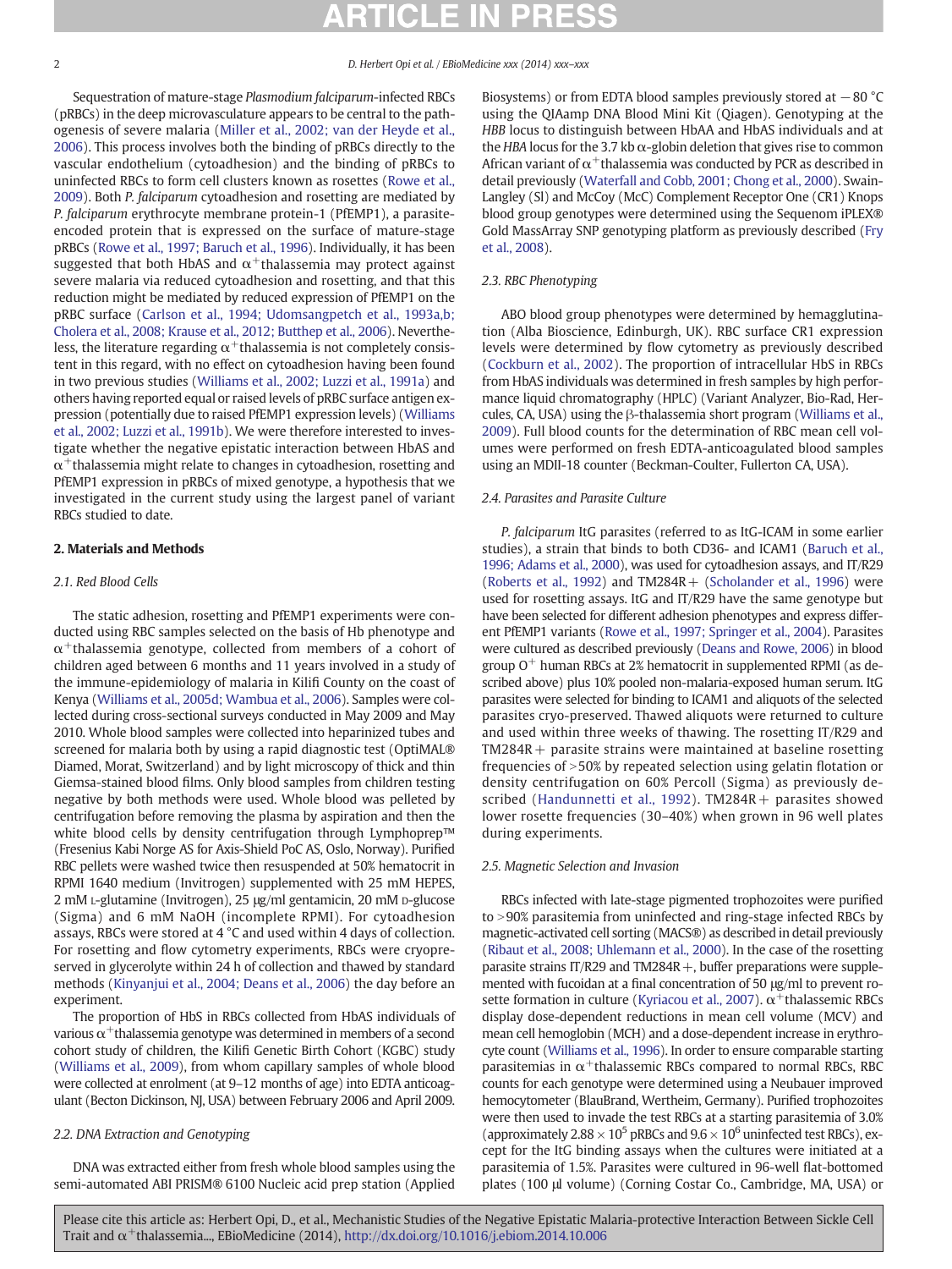Sequestration of mature-stage *Plasmodium falciparum*-infected RBCs (pRBCs) in the deep microvasculature appears to be central to the pathogenesis of severe malaria (Miller et al., 2002; van der Heyde et al., 2006). This process involves both the binding of pRBCs directly to the vascular endothelium (cytoadhesion) and the binding of pRBCs to uninfected RBCs to form cell clusters known as rosettes (Rowe et al., 2009). Both *P. falciparum* cytoadhesion and rosetting are mediated by *P. falciparum* erythrocyte membrane protein-1 (PfEMP1), a parasite-encoded protein that is expressed on the surface of mature-stage pRBCs (Rowe et al., 1997; Baruch et al., 1996). Individually, it has been suggested that both HbAS and $\alpha^+$thalassemia may protect against severe malaria via reduced cytoadhesion and rosetting, and that this reduction might be mediated by reduced expression of PfEMP1 on the pRBC surface (Carlson et al., 1994; Udomsangpetch et al., 1993a,b; Cholera et al., 2008; Krause et al., 2012; Butthep et al., 2006). Nevertheless, the literature regarding $\alpha^+$thalassemia is not completely consistent in this regard, with no effect on cytoadhesion having been found in two previous studies (Williams et al., 2002; Luzzi et al., 1991a) and others having reported equal or raised levels of pRBC surface antigen expression (potentially due to raised PfEMP1 expression levels) (Williams et al., 2002; Luzzi et al., 1991b). We were therefore interested to investigate whether the negative epistatic interaction between HbAS and $\alpha^+$thalassemia might relate to changes in cytoadhesion, rosetting and PfEMP1 expression in pRBCs of mixed genotype, a hypothesis that we investigated in the current study using the largest panel of variant RBCs studied to date.

## 2. Materials and Methods

### 2.1. Red Blood Cells

The static adhesion, rosetting and PfEMP1 experiments were conducted using RBC samples selected on the basis of Hb phenotype and $\alpha^+$thalassemia genotype, collected from members of a cohort of children aged between 6 months and 11 years involved in a study of the immune-epidemiology of malaria in Kilifi County on the coast of Kenya (Williams et al., 2005d; Wambua et al., 2006). Samples were collected during cross-sectional surveys conducted in May 2009 and May 2010. Whole blood samples were collected into heparinized tubes and screened for malaria both by using a rapid diagnostic test (OptiMAL® Diamed, Morat, Switzerland) and by light microscopy of thick and thin Giemsa-stained blood films. Only blood samples from children testing negative by both methods were used. Whole blood was pelleted by centrifugation before removing the plasma by aspiration and then the white blood cells by density centrifugation through Lymphoprep™ (Fresenius Kabi Norge AS for Axis-Shield PoC AS, Oslo, Norway). Purified RBC pellets were washed twice then resuspended at 50% hematocrit in RPMI 1640 medium (Invitrogen) supplemented with 25 mM HEPES, 2 mM L-glutamine (Invitrogen), 25 μg/ml gentamicin, 20 mM D-glucose (Sigma) and 6 mM NaOH (incomplete RPMI). For cytoadhesion assays, RBCs were stored at 4 °C and used within 4 days of collection. For rosetting and flow cytometry experiments, RBCs were cryopreserved in glycerolyte within 24 h of collection and thawed by standard methods (Kinyanjui et al., 2004; Deans et al., 2006) the day before an experiment.

The proportion of HbS in RBCs collected from HbAS individuals of various $\alpha^+$thalassemia genotype was determined in members of a second cohort study of children, the Kilifi Genetic Birth Cohort (KGBC) study (Williams et al., 2009), from whom capillary samples of whole blood were collected at enrolment (at 9–12 months of age) into EDTA anticoagulant (Becton Dickinson, NJ, USA) between February 2006 and April 2009.

### 2.2. DNA Extraction and Genotyping

DNA was extracted either from fresh whole blood samples using the semi-automated ABI PRISM® 6100 Nucleic acid prep station (Applied Biosystems) or from EDTA blood samples previously stored at −80 °C using the QIAamp DNA Blood Mini Kit (Qiagen). Genotyping at the *HBB* locus to distinguish between HbAA and HbAS individuals and at the *HBA* locus for the 3.7 kb α-globin deletion that gives rise to common African variant of $\alpha^+$thalassemia was conducted by PCR as described in detail previously (Waterfall and Cobb, 2001; Chong et al., 2000). Swain-Langley (Sl) and McCoy (McC) Complement Receptor One (CR1) Knops blood group genotypes were determined using the Sequenom iPLEX® Gold MassArray SNP genotyping platform as previously described (Fry et al., 2008).

### 2.3. RBC Phenotyping

ABO blood group phenotypes were determined by hemagglutination (Alba Bioscience, Edinburgh, UK). RBC surface CR1 expression levels were determined by flow cytometry as previously described (Cockburn et al., 2002). The proportion of intracellular HbS in RBCs from HbAS individuals was determined in fresh samples by high performance liquid chromatography (HPLC) (Variant Analyzer, Bio-Rad, Hercules, CA, USA) using the β-thalassemia short program (Williams et al., 2009). Full blood counts for the determination of RBC mean cell volumes were performed on fresh EDTA-anticoagulated blood samples using an MDII-18 counter (Beckman-Coulter, Fullerton CA, USA).

### 2.4. Parasites and Parasite Culture

*P. falciparum* ItG parasites (referred to as ItG-ICAM in some earlier studies), a strain that binds to both CD36- and ICAM1 (Baruch et al., 1996; Adams et al., 2000), was used for cytoadhesion assays, and IT/R29 (Roberts et al., 1992) and TM284R+ (Scholander et al., 1996) were used for rosetting assays. ItG and IT/R29 have the same genotype but have been selected for different adhesion phenotypes and express different PfEMP1 variants (Rowe et al., 1997; Springer et al., 2004). Parasites were cultured as described previously (Deans and Rowe, 2006) in blood group O$^+$ human RBCs at 2% hematocrit in supplemented RPMI (as described above) plus 10% pooled non-malaria-exposed human serum. ItG parasites were selected for binding to ICAM1 and aliquots of the selected parasites cryo-preserved. Thawed aliquots were returned to culture and used within three weeks of thawing. The rosetting IT/R29 and TM284R+ parasite strains were maintained at baseline rosetting frequencies of >50% by repeated selection using gelatin flotation or density centrifugation on 60% Percoll (Sigma) as previously described (Handunnetti et al., 1992). TM284R+ parasites showed lower rosette frequencies (30–40%) when grown in 96 well plates during experiments.

### 2.5. Magnetic Selection and Invasion

RBCs infected with late-stage pigmented trophozoites were purified to >90% parasitemia from uninfected and ring-stage infected RBCs by magnetic-activated cell sorting (MACS®) as described in detail previously (Ribaut et al., 2008; Uhlemann et al., 2000). In the case of the rosetting parasite strains IT/R29 and TM284R+, buffer preparations were supplemented with fucoidan at a final concentration of 50 μg/ml to prevent rosette formation in culture (Kyriacou et al., 2007). $\alpha^+$thalassemic RBCs display dose-dependent reductions in mean cell volume (MCV) and mean cell hemoglobin (MCH) and a dose-dependent increase in erythrocyte count (Williams et al., 1996). In order to ensure comparable starting parasitemias in $\alpha^+$thalassemic RBCs compared to normal RBCs, RBC counts for each genotype were determined using a Neubauer improved hemocytometer (BlauBrand, Wertheim, Germany). Purified trophozoites were then used to invade the test RBCs at a starting parasitemia of 3.0% (approximately $2.88 \times 10^5$ pRBCs and $9.6 \times 10^6$ uninfected test RBCs), except for the ItG binding assays when the cultures were initiated at a parasitemia of 1.5%. Parasites were cultured in 96-well flat-bottomed plates (100 μl volume) (Corning Costar Co., Cambridge, MA, USA) or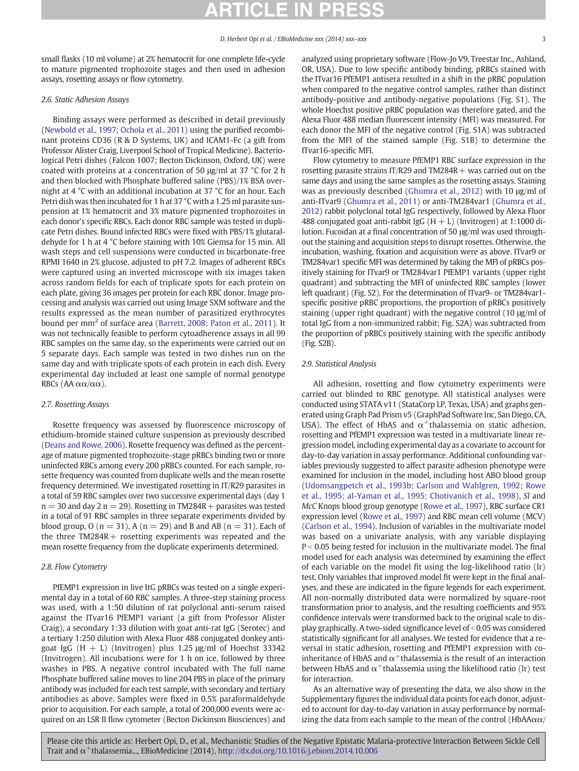small flasks (10 ml volume) at 2% hematocrit for one complete life-cycle to mature pigmented trophozoite stages and then used in adhesion assays, rosetting assays or flow cytometry.

### 2.6. Static Adhesion Assays

Binding assays were performed as described in detail previously (Newbold et al., 1997; Ochola et al., 2011) using the purified recombinant proteins CD36 (R & D Systems, UK) and ICAM1-Fc (a gift from Professor Alister Craig, Liverpool School of Tropical Medicine). Bacteriological Petri dishes (Falcon 1007; Becton Dickinson, Oxford, UK) were coated with proteins at a concentration of 50 μg/ml at 37 °C for 2 h and then blocked with Phosphate buffered saline (PBS)/1% BSA overnight at 4 °C with an additional incubation at 37 °C for an hour. Each Petri dish was then incubated for 1 h at 37 °C with a 1.25 ml parasite suspension at 1% hematocrit and 3% mature pigmented trophozoites in each donor's specific RBCs. Each donor RBC sample was tested in duplicate Petri dishes. Bound infected RBCs were fixed with PBS/1% glutaraldehyde for 1 h at 4 °C before staining with 10% Giemsa for 15 min. All wash steps and cell suspensions were conducted in bicarbonate-free RPMI 1640 in 2% glucose, adjusted to pH 7.2. Images of adherent RBCs were captured using an inverted microscope with six images taken across random fields for each of triplicate spots for each protein on each plate, giving 36 images per protein for each RBC donor. Image processing and analysis was carried out using Image SXM software and the results expressed as the mean number of parasitized erythrocytes bound per $mm^2$ of surface area (Barrett, 2008; Paton et al., 2011). It was not technically feasible to perform cytoadherence assays in all 99 RBC samples on the same day, so the experiments were carried out on 5 separate days. Each sample was tested in two dishes run on the same day and with triplicate spots of each protein in each dish. Every experimental day included at least one sample of normal genotype RBCs (AA αα/αα).

### 2.7. Rosetting Assays

Rosette frequency was assessed by fluorescence microscopy of ethidium-bromide stained culture suspension as previously described (Deans and Rowe, 2006). Rosette frequency was defined as the percentage of mature pigmented trophozoite-stage pRBCs binding two or more uninfected RBCs among every 200 pRBCs counted. For each sample, rosette frequency was counted from duplicate wells and the mean rosette frequency determined. We investigated rosetting in IT/R29 parasites in a total of 59 RBC samples over two successive experimental days (day 1 n = 30 and day 2 n = 29). Rosetting in TM284R+ parasites was tested in a total of 91 RBC samples in three separate experiments divided by blood group, O (n = 31), A (n = 29) and B and AB (n = 31). Each of the three TM284R+ rosetting experiments was repeated and the mean rosette frequency from the duplicate experiments determined.

### 2.8. Flow Cytometry

PfEMP1 expression in live ItG pRBCs was tested on a single experimental day in a total of 60 RBC samples. A three-step staining process was used, with a 1:50 dilution of rat polyclonal anti-serum raised against the ITvar16 PfEMP1 variant (a gift from Professor Alister Craig), a secondary 1:33 dilution with goat anti-rat IgG (Serotec) and a tertiary 1:250 dilution with Alexa Fluor 488 conjugated donkey anti-goat IgG (H + L) (Invitrogen) plus 1.25 μg/ml of Hoechst 33342 (Invitrogen). All incubations were for 1 h on ice, followed by three washes in PBS. A negative control incubated with The full name Phosphate buffered saline moves to line 204 PBS in place of the primary antibody was included for each test sample, with secondary and tertiary antibodies as above. Samples were fixed in 0.5% paraformaldehyde prior to acquisition. For each sample, a total of 200,000 events were acquired on an LSR II flow cytometer (Becton Dickinson Biosciences) and analyzed using proprietary software (Flow-Jo V9, Treestar Inc., Ashland, OR, USA). Due to low specific antibody binding, pRBCs stained with the ITvar16 PfEMP1 antisera resulted in a shift in the pRBC population when compared to the negative control samples, rather than distinct antibody-positive and antibody-negative populations (Fig. S1). The whole Hoechst positive pRBC population was therefore gated, and the Alexa Fluor 488 median fluorescent intensity (MFI) was measured. For each donor the MFI of the negative control (Fig. S1A) was subtracted from the MFI of the stained sample (Fig. S1B) to determine the ITvar16-specific MFI.

Flow cytometry to measure PfEMP1 RBC surface expression in the rosetting parasite strains IT/R29 and TM284R+ was carried out on the same days and using the same samples as the rosetting assays. Staining was as previously described (Ghumra et al., 2012) with 10 μg/ml of anti-ITvar9 (Ghumra et al., 2011) or anti-TM284var1 (Ghumra et al., 2012) rabbit polyclonal total IgG respectively, followed by Alexa Fluor 488 conjugated goat anti-rabbit IgG (H + L) (Invitrogen) at 1:1000 dilution. Fucoidan at a final concentration of 50 μg/ml was used throughout the staining and acquisition steps to disrupt rosettes. Otherwise, the incubation, washing, fixation and acquisition were as above. ITvar9 or TM284var1 specific MFI was determined by taking the MFI of pRBCs positively staining for ITvar9 or TM284var1 PfEMP1 variants (upper right quadrant) and subtracting the MFI of uninfected RBC samples (lower left quadrant) (Fig. S2). For the determination of ITvar9- or TM284var1-specific positive pRBC proportions, the proportion of pRBCs positively staining (upper right quadrant) with the negative control (10 μg/ml of total IgG from a non-immunized rabbit; Fig. S2A) was subtracted from the proportion of pRBCs positively staining with the specific antibody (Fig. S2B).

### 2.9. Statistical Analysis

All adhesion, rosetting and flow cytometry experiments were carried out blinded to RBC genotype. All statistical analyses were conducted using STATA v11 (StataCorp LP, Texas, USA) and graphs generated using Graph Pad Prism v5 (GraphPad Software Inc, San Diego, CA, USA). The effect of HbAS and $\alpha^+$thalassemia on static adhesion, rosetting and PfEMP1 expression was tested in a multivariate linear regression model, including experimental day as a covariate to account for day-to-day variation in assay performance. Additional confounding variables previously suggested to affect parasite adhesion phenotype were examined for inclusion in the model, including host ABO blood group (Udomsangpetch et al., 1993b; Carlson and Wahlgren, 1992; Rowe et al., 1995; al-Yaman et al., 1995; Chotivanich et al., 1998), *Sl* and *McC* Knops blood group genotype (Rowe et al., 1997), RBC surface CR1 expression level (Rowe et al., 1997) and RBC mean cell volume (MCV) (Carlson et al., 1994). Inclusion of variables in the multivariate model was based on a univariate analysis, with any variable displaying $P < 0.05$ being tested for inclusion in the multivariate model. The final model used for each analysis was determined by examining the effect of each variable on the model fit using the log-likelihood ratio (lr) test. Only variables that improved model fit were kept in the final analyses, and these are indicated in the figure legends for each experiment. All non-normally distributed data were normalized by square-root transformation prior to analysis, and the resulting coefficients and 95% confidence intervals were transformed back to the original scale to display graphically. A two-sided significance level of <0.05 was considered statistically significant for all analyses. We tested for evidence that a reversal in static adhesion, rosetting and PfEMP1 expression with co-inheritance of HbAS and $\alpha^+$thalassemia is the result of an interaction between HbAS and $\alpha^+$thalassemia using the likelihood ratio (lr) test for interaction.

As an alternative way of presenting the data, we also show in the Supplementary figures the individual data points for each donor, adjusted to account for day-to-day variation in assay performance by normalizing the data from each sample to the mean of the control (HbAAαα/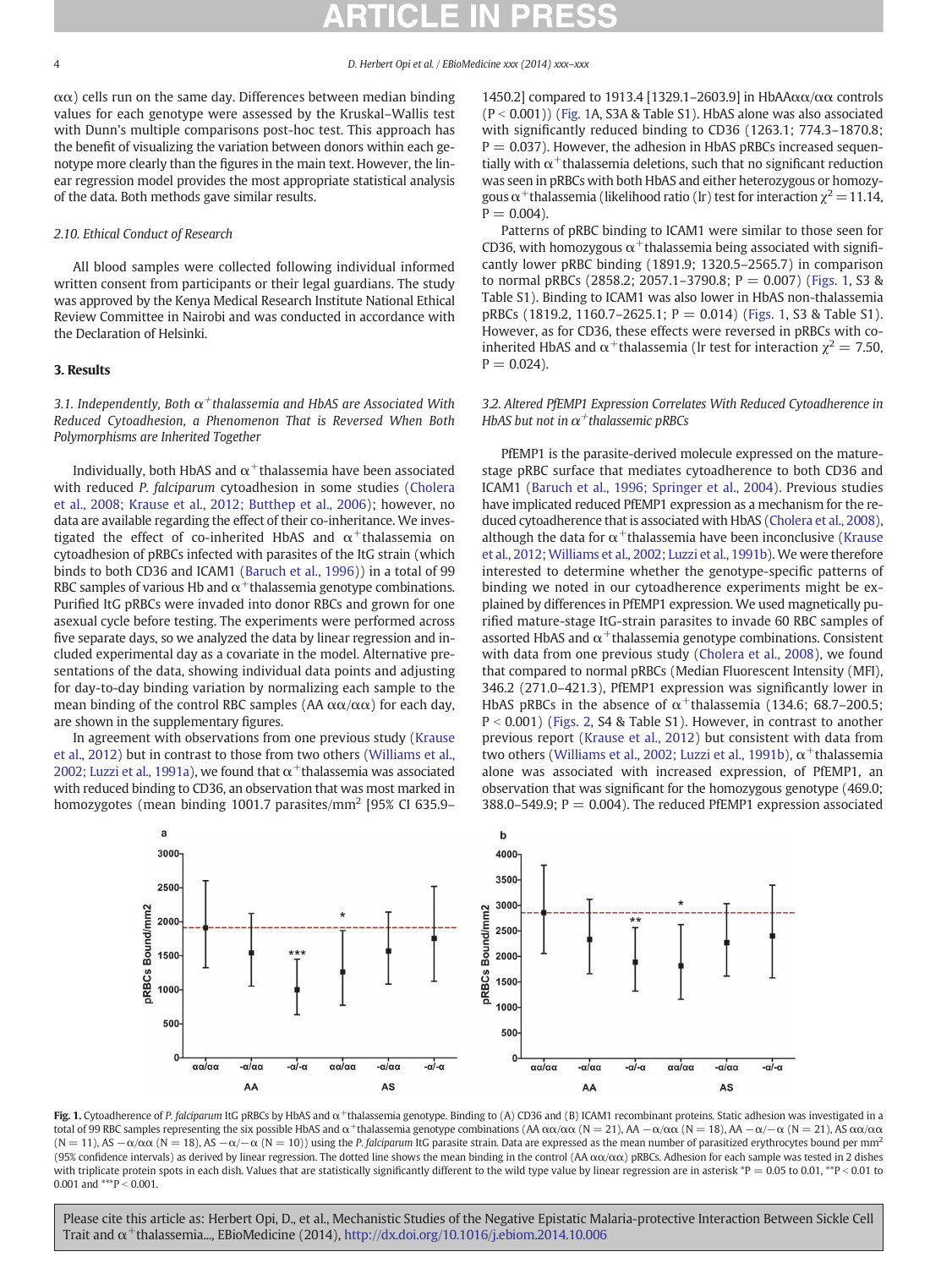αα) cells run on the same day. Differences between median binding values for each genotype were assessed by the Kruskal–Wallis test with Dunn's multiple comparisons post-hoc test. This approach has the benefit of visualizing the variation between donors within each genotype more clearly than the figures in the main text. However, the linear regression model provides the most appropriate statistical analysis of the data. Both methods gave similar results.

### 2.10. Ethical Conduct of Research

All blood samples were collected following individual informed written consent from participants or their legal guardians. The study was approved by the Kenya Medical Research Institute National Ethical Review Committee in Nairobi and was conducted in accordance with the Declaration of Helsinki.

## 3. Results

### 3.1. Independently, Both $\alpha^+$thalassemia and HbAS are Associated With Reduced Cytoadhesion, a Phenomenon That is Reversed When Both Polymorphisms are Inherited Together

Individually, both HbAS and $\alpha^+$thalassemia have been associated with reduced *P. falciparum* cytoadhesion in some studies (Cholera et al., 2008; Krause et al., 2012; Butthep et al., 2006); however, no data are available regarding the effect of their co-inheritance. We investigated the effect of co-inherited HbAS and $\alpha^+$thalassemia on cytoadhesion of pRBCs infected with parasites of the ItG strain (which binds to both CD36 and ICAM1 (Baruch et al., 1996)) in a total of 99 RBC samples of various Hb and $\alpha^+$thalassemia genotype combinations. Purified ItG pRBCs were invaded into donor RBCs and grown for one asexual cycle before testing. The experiments were performed across five separate days, so we analyzed the data by linear regression and included experimental day as a covariate in the model. Alternative presentations of the data, showing individual data points and adjusting for day-to-day binding variation by normalizing each sample to the mean binding of the control RBC samples (AA αα/αα) for each day, are shown in the supplementary figures.

In agreement with observations from one previous study (Krause et al., 2012) but in contrast to those from two others (Williams et al., 2002; Luzzi et al., 1991a), we found that $\alpha^+$thalassemia was associated with reduced binding to CD36, an observation that was most marked in homozygotes (mean binding 1001.7 parasites/mm$^2$ [95% CI 635.9–1450.2] compared to 1913.4 [1329.1–2603.9] in HbAAαα/αα controls ($P < 0.001$)) (Fig. 1A, S3A & Table S1). HbAS alone was also associated with significantly reduced binding to CD36 (1263.1; 774.3–1870.8; $P = 0.037$). However, the adhesion in HbAS pRBCs increased sequentially with $\alpha^+$thalassemia deletions, such that no significant reduction was seen in pRBCs with both HbAS and either heterozygous or homozygous $\alpha^+$thalassemia (likelihood ratio (lr) test for interaction $\chi^2 = 11.14$, $P = 0.004$).

Patterns of pRBC binding to ICAM1 were similar to those seen for CD36, with homozygous $\alpha^+$thalassemia being associated with significantly lower pRBC binding (1891.9; 1320.5–2565.7) in comparison to normal pRBCs (2858.2; 2057.1–3790.8; $P = 0.007$) (Figs. 1, S3 & Table S1). Binding to ICAM1 was also lower in HbAS non-thalassemia pRBCs (1819.2, 1160.7–2625.1; $P = 0.014$) (Figs. 1, S3 & Table S1). However, as for CD36, these effects were reversed in pRBCs with co-inherited HbAS and $\alpha^+$thalassemia (lr test for interaction $\chi^2 = 7.50$, $P = 0.024$).

### 3.2. Altered PfEMP1 Expression Correlates With Reduced Cytoadherence in HbAS but not in $\alpha^+$thalassemic pRBCs

PfEMP1 is the parasite-derived molecule expressed on the mature-stage pRBC surface that mediates cytoadherence to both CD36 and ICAM1 (Baruch et al., 1996; Springer et al., 2004). Previous studies have implicated reduced PfEMP1 expression as a mechanism for the reduced cytoadherence that is associated with HbAS (Cholera et al., 2008), although the data for $\alpha^+$thalassemia have been inconclusive (Krause et al., 2012; Williams et al., 2002; Luzzi et al., 1991b). We were therefore interested to determine whether the genotype-specific patterns of binding we noted in our cytoadherence experiments might be explained by differences in PfEMP1 expression. We used magnetically purified mature-stage ItG-strain parasites to invade 60 RBC samples of assorted HbAS and $\alpha^+$thalassemia genotype combinations. Consistent with data from one previous study (Cholera et al., 2008), we found that compared to normal pRBCs (Median Fluorescent Intensity (MFI), 346.2 (271.0–421.3), PfEMP1 expression was significantly lower in HbAS pRBCs in the absence of $\alpha^+$thalassemia (134.6; 68.7–200.5; $P < 0.001$) (Figs. 2, S4 & Table S1). However, in contrast to another previous report (Krause et al., 2012) but consistent with data from two others (Williams et al., 2002; Luzzi et al., 1991b), $\alpha^+$thalassemia alone was associated with increased expression, of PfEMP1, an observation that was significant for the homozygous genotype (469.0; 388.0–549.9; $P = 0.004$). The reduced PfEMP1 expression associated

**Fig. 1.** Cytoadherence of *P. falciparum* ItG pRBCs by HbAS and $\alpha^+$thalassemia genotype. Binding to (A) CD36 and (B) ICAM1 recombinant proteins. Static adhesion was investigated in a total of 99 RBC samples representing the six possible HbAS and $\alpha^+$thalassemia genotype combinations (AA αα/αα (N = 21), AA −α/αα (N = 18), AA −α/−α (N = 21), AS αα/αα (N = 11), AS −α/αα (N = 18), AS −α/−α (N = 10)) using the *P. falciparum* ItG parasite strain. Data are expressed as the mean number of parasitized erythrocytes bound per mm$^2$ (95% confidence intervals) as derived by linear regression. The dotted line shows the mean binding in the control (AA αα/αα) pRBCs. Adhesion for each sample was tested in 2 dishes with triplicate protein spots in each dish. Values that are statistically significantly different to the wild type value by linear regression are in asterisk *P = 0.05 to 0.01, **P < 0.01 to 0.001 and ***P < 0.001.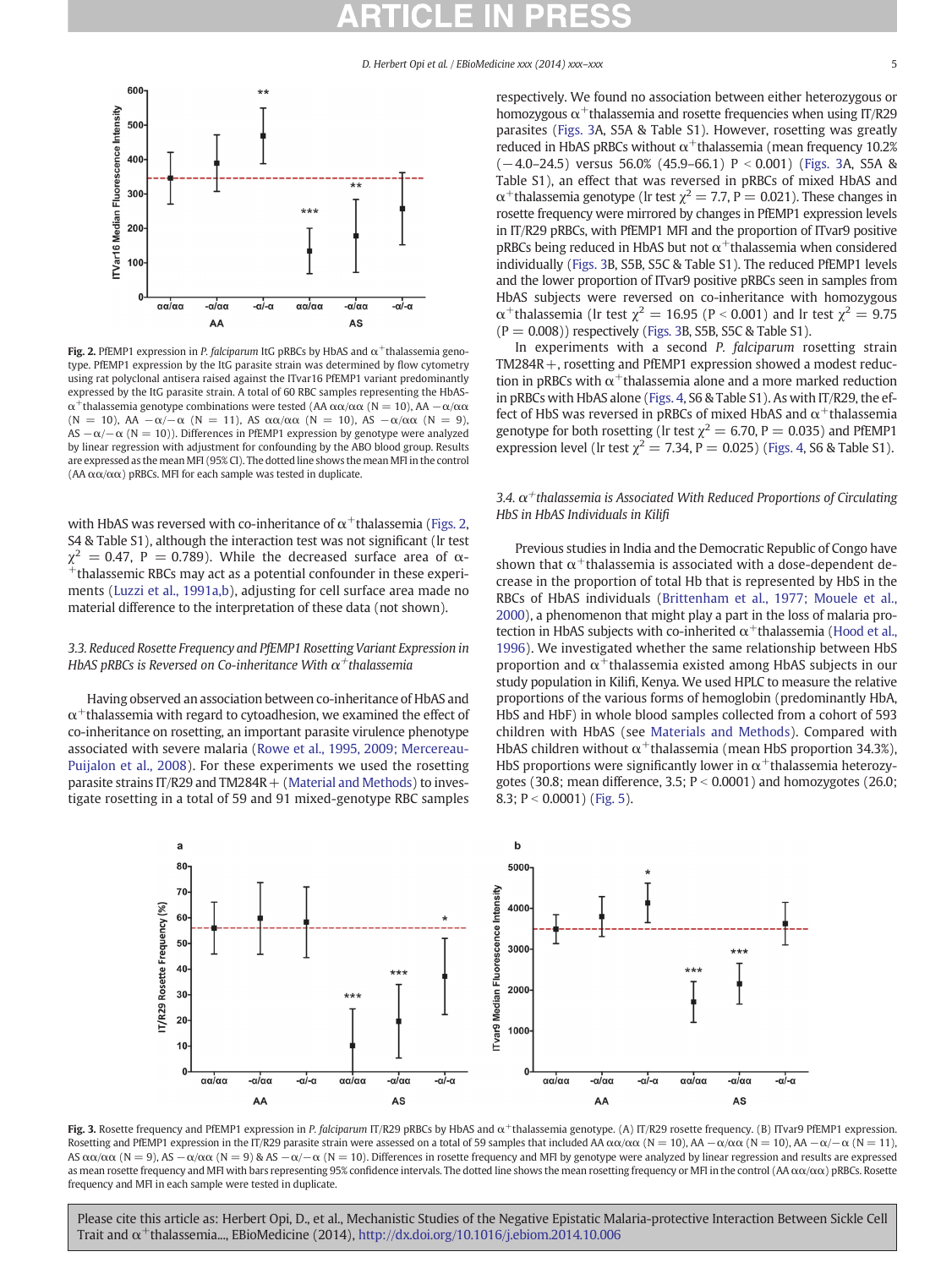Fig. 2. PfEMP1 expression in *P. falciparum* ItG pRBCs by HbAS and $\alpha^+$thalassemia genotype. PfEMP1 expression by the ItG parasite strain was determined by flow cytometry using rat polyclonal antisera raised against the ITvar16 PfEMP1 variant predominantly expressed by the ItG parasite strain. A total of 60 RBC samples representing the HbAS-$\alpha^+$thalassemia genotype combinations were tested (AA αα/αα (N = 10), AA −α/αα (N = 10), AA −α/−α (N = 11), AS αα/αα (N = 10), AS −α/αα (N = 9), AS −α/−α (N = 10)). Differences in PfEMP1 expression by genotype were analyzed by linear regression with adjustment for confounding by the ABO blood group. Results are expressed as the mean MFI (95% CI). The dotted line shows the mean MFI in the control (AA αα/αα) pRBCs. MFI for each sample was tested in duplicate.

with HbAS was reversed with co-inheritance of $\alpha^+$thalassemia (Figs. 2, S4 & Table S1), although the interaction test was not significant (lr test $\chi^2 = 0.47$, P = 0.789). While the decreased surface area of $\alpha^+$thalassemic RBCs may act as a potential confounder in these experiments (Luzzi et al., 1991a,b), adjusting for cell surface area made no material difference to the interpretation of these data (not shown).

### 3.3. Reduced Rosette Frequency and PfEMP1 Rosetting Variant Expression in HbAS pRBCs is Reversed on Co-inheritance With $\alpha^+$thalassemia

Having observed an association between co-inheritance of HbAS and $\alpha^+$thalassemia with regard to cytoadhesion, we examined the effect of co-inheritance on rosetting, an important parasite virulence phenotype associated with severe malaria (Rowe et al., 1995, 2009; Mercereau-Puijalon et al., 2008). For these experiments we used the rosetting parasite strains IT/R29 and TM284R+ (Material and Methods) to investigate rosetting in a total of 59 and 91 mixed-genotype RBC samples respectively. We found no association between either heterozygous or homozygous $\alpha^+$thalassemia and rosette frequencies when using IT/R29 parasites (Figs. 3A, S5A & Table S1). However, rosetting was greatly reduced in HbAS pRBCs without $\alpha^+$thalassemia (mean frequency 10.2% (−4.0–24.5) versus 56.0% (45.9–66.1) P < 0.001) (Figs. 3A, S5A & Table S1), an effect that was reversed in pRBCs of mixed HbAS and $\alpha^+$thalassemia genotype (lr test $\chi^2 = 7.7$, P = 0.021). These changes in rosette frequency were mirrored by changes in PfEMP1 expression levels in IT/R29 pRBCs, with PfEMP1 MFI and the proportion of ITvar9 positive pRBCs being reduced in HbAS but not $\alpha^+$thalassemia when considered individually (Figs. 3B, S5B, S5C & Table S1). The reduced PfEMP1 levels and the lower proportion of ITvar9 positive pRBCs seen in samples from HbAS subjects were reversed on co-inheritance with homozygous $\alpha^+$thalassemia (lr test $\chi^2 = 16.95$ (P < 0.001) and lr test $\chi^2 = 9.75$ (P = 0.008)) respectively (Figs. 3B, S5B, S5C & Table S1).

In experiments with a second *P. falciparum* rosetting strain TM284R+, rosetting and PfEMP1 expression showed a modest reduction in pRBCs with $\alpha^+$thalassemia alone and a more marked reduction in pRBCs with HbAS alone (Figs. 4, S6 & Table S1). As with IT/R29, the effect of HbS was reversed in pRBCs of mixed HbAS and $\alpha^+$thalassemia genotype for both rosetting (lr test $\chi^2 = 6.70$, P = 0.035) and PfEMP1 expression level (lr test $\chi^2 = 7.34$, P = 0.025) (Figs. 4, S6 & Table S1).

### 3.4. $\alpha^+$thalassemia is Associated With Reduced Proportions of Circulating HbS in HbAS Individuals in Kilifi

Previous studies in India and the Democratic Republic of Congo have shown that $\alpha^+$thalassemia is associated with a dose-dependent decrease in the proportion of total Hb that is represented by HbS in the RBCs of HbAS individuals (Brittenham et al., 1977; Mouele et al., 2000), a phenomenon that might play a part in the loss of malaria protection in HbAS subjects with co-inherited $\alpha^+$thalassemia (Hood et al., 1996). We investigated whether the same relationship between HbS proportion and $\alpha^+$thalassemia existed among HbAS subjects in our study population in Kilifi, Kenya. We used HPLC to measure the relative proportions of the various forms of hemoglobin (predominantly HbA, HbS and HbF) in whole blood samples collected from a cohort of 593 children with HbAS (see Materials and Methods). Compared with HbAS children without $\alpha^+$thalassemia (mean HbS proportion 34.3%), HbS proportions were significantly lower in $\alpha^+$thalassemia heterozygotes (30.8; mean difference, 3.5; P < 0.0001) and homozygotes (26.0; 8.3; P < 0.0001) (Fig. 5).

Fig. 3. Rosette frequency and PfEMP1 expression in *P. falciparum* IT/R29 pRBCs by HbAS and $\alpha^+$thalassemia genotype. (A) IT/R29 rosette frequency. (B) ITvar9 PfEMP1 expression. Rosetting and PfEMP1 expression in the IT/R29 parasite strain were assessed on a total of 59 samples that included AA αα/αα (N = 10), AA −α/αα (N = 10), AA −α/−α (N = 11), AS αα/αα (N = 9), AS −α/αα (N = 9) & AS −α/−α (N = 10). Differences in rosette frequency and MFI by genotype were analyzed by linear regression and results are expressed as mean rosette frequency and MFI with bars representing 95% confidence intervals. The dotted line shows the mean rosetting frequency or MFI in the control (AA αα/αα) pRBCs. Rosette frequency and MFI in each sample were tested in duplicate.

Please cite this article as: Herbert Opi, D., et al., Mechanistic Studies of the Negative Epistatic Malaria-protective Interaction Between Sickle Cell Trait and $\alpha^+$thalassemia..., EBioMedicine (2014), http://dx.doi.org/10.1016/j.ebiom.2014.10.006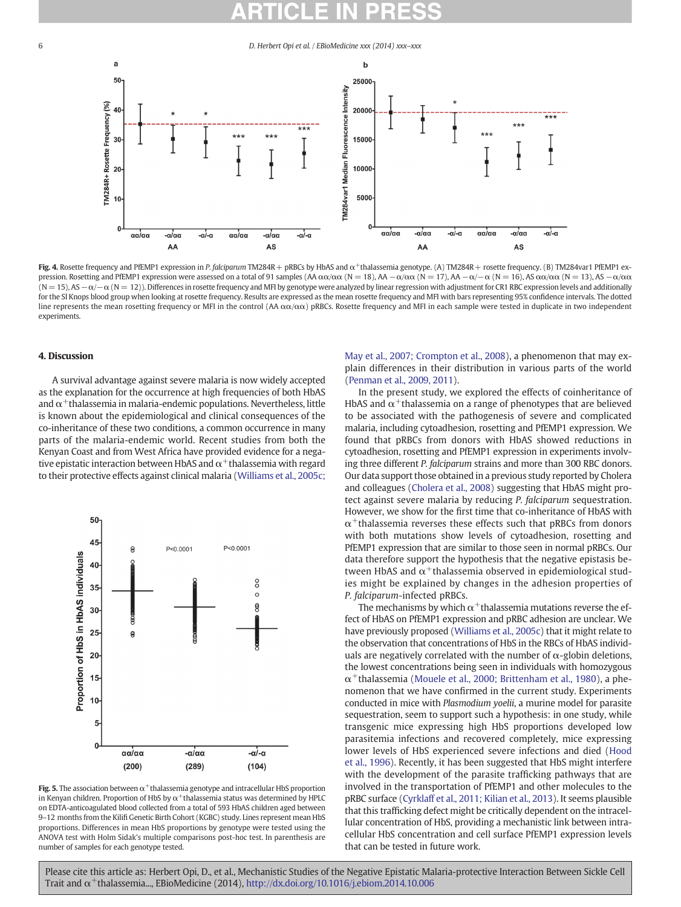**Fig. 4.** Rosette frequency and PfEMP1 expression in *P. falciparum* TM284R+ pRBCs by HbAS and $\alpha^+$thalassemia genotype. (A) TM284R+ rosette frequency. (B) TM284var1 PfEMP1 expression. Rosetting and PfEMP1 expression were assessed on a total of 91 samples (AA αα/αα (N = 18), AA −α/αα (N = 17), AA −α/−α (N = 16), AS αα/αα (N = 13), AS −α/αα (N = 15), AS −α/−α (N = 12)). Differences in rosette frequency and MFI by genotype were analyzed by linear regression with adjustment for CR1 RBC expression levels and additionally for the Sl Knops blood group when looking at rosette frequency. Results are expressed as the mean rosette frequency and MFI with bars representing 95% confidence intervals. The dotted line represents the mean rosetting frequency or MFI in the control (AA αα/αα) pRBCs. Rosette frequency and MFI in each sample were tested in duplicate in two independent experiments.

## 4. Discussion

A survival advantage against severe malaria is now widely accepted as the explanation for the occurrence at high frequencies of both HbAS and $\alpha^+$thalassemia in malaria-endemic populations. Nevertheless, little is known about the epidemiological and clinical consequences of the co-inheritance of these two conditions, a common occurrence in many parts of the malaria-endemic world. Recent studies from both the Kenyan Coast and from West Africa have provided evidence for a negative epistatic interaction between HbAS and $\alpha^+$thalassemia with regard to their protective effects against clinical malaria (Williams et al., 2005c; May et al., 2007; Crompton et al., 2008), a phenomenon that may explain differences in their distribution in various parts of the world (Penman et al., 2009, 2011).

In the present study, we explored the effects of coinheritance of HbAS and $\alpha^+$thalassemia on a range of phenotypes that are believed to be associated with the pathogenesis of severe and complicated malaria, including cytoadhesion, rosetting and PfEMP1 expression. We found that pRBCs from donors with HbAS showed reductions in cytoadhesion, rosetting and PfEMP1 expression in experiments involving three different *P. falciparum* strains and more than 300 RBC donors. Our data support those obtained in a previous study reported by Cholera and colleagues (Cholera et al., 2008) suggesting that HbAS might protect against severe malaria by reducing *P. falciparum* sequestration. However, we show for the first time that co-inheritance of HbAS with $\alpha^+$thalassemia reverses these effects such that pRBCs from donors with both mutations show levels of cytoadhesion, rosetting and PfEMP1 expression that are similar to those seen in normal pRBCs. Our data therefore support the hypothesis that the negative epistasis between HbAS and $\alpha^+$thalassemia observed in epidemiological studies might be explained by changes in the adhesion properties of *P. falciparum*-infected pRBCs.

The mechanisms by which $\alpha^+$thalassemia mutations reverse the effect of HbAS on PfEMP1 expression and pRBC adhesion are unclear. We have previously proposed (Williams et al., 2005c) that it might relate to the observation that concentrations of HbS in the RBCs of HbAS individuals are negatively correlated with the number of α-globin deletions, the lowest concentrations being seen in individuals with homozygous $\alpha^+$thalassemia (Mouele et al., 2000; Brittenham et al., 1980), a phenomenon that we have confirmed in the current study. Experiments conducted in mice with *Plasmodium yoelii*, a murine model for parasite sequestration, seem to support such a hypothesis: in one study, while transgenic mice expressing high HbS proportions developed low parasitemia infections and recovered completely, mice expressing lower levels of HbS experienced severe infections and died (Hood et al., 1996). Recently, it has been suggested that HbS might interfere with the development of the parasite trafficking pathways that are involved in the transportation of PfEMP1 and other molecules to the pRBC surface (Cyrklaff et al., 2011; Kilian et al., 2013). It seems plausible that this trafficking defect might be critically dependent on the intracellular concentration of HbS, providing a mechanistic link between intracellular HbS concentration and cell surface PfEMP1 expression levels that can be tested in future work.

**Fig. 5.** The association between $\alpha^+$thalassemia genotype and intracellular HbS proportion in Kenyan children. Proportion of HbS by $\alpha^+$thalassemia status was determined by HPLC on EDTA-anticoagulated blood collected from a total of 593 HbAS children aged between 9–12 months from the Kilifi Genetic Birth Cohort (KGBC) study. Lines represent mean HbS proportions. Differences in mean HbS proportions by genotype were tested using the ANOVA test with Holm Sidak's multiple comparisons post-hoc test. In parenthesis are number of samples for each genotype tested.

Please cite this article as: Herbert Opi, D., et al., Mechanistic Studies of the Negative Epistatic Malaria-protective Interaction Between Sickle Cell Trait and $\alpha^+$thalassemia..., EBioMedicine (2014), http://dx.doi.org/10.1016/j.ebiom.2014.10.006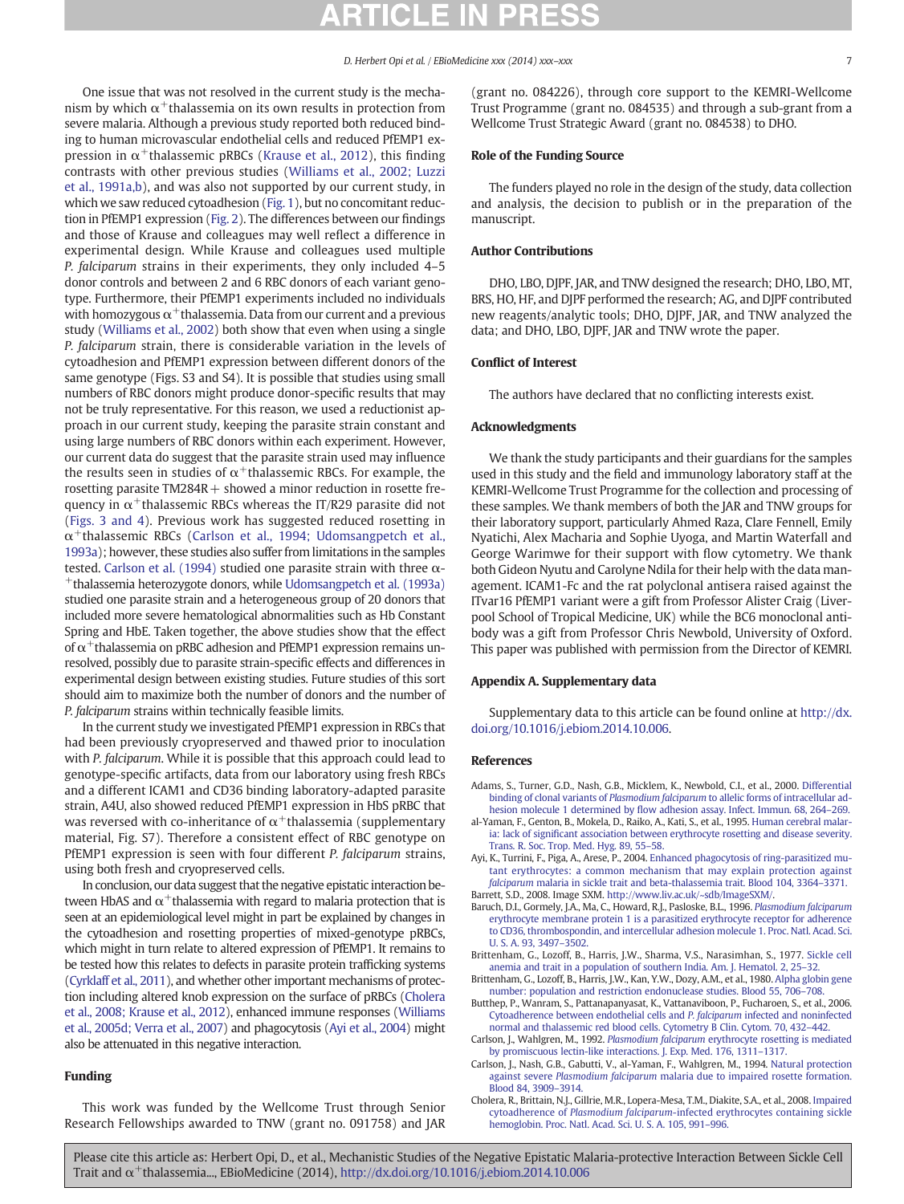One issue that was not resolved in the current study is the mechanism by which $\alpha^+$thalassemia on its own results in protection from severe malaria. Although a previous study reported both reduced binding to human microvascular endothelial cells and reduced PfEMP1 expression in $\alpha^+$thalassemic pRBCs (Krause et al., 2012), this finding contrasts with other previous studies (Williams et al., 2002; Luzzi et al., 1991a,b), and was also not supported by our current study, in which we saw reduced cytoadhesion (Fig. 1), but no concomitant reduction in PfEMP1 expression (Fig. 2). The differences between our findings and those of Krause and colleagues may well reflect a difference in experimental design. While Krause and colleagues used multiple *P. falciparum* strains in their experiments, they only included 4–5 donor controls and between 2 and 6 RBC donors of each variant genotype. Furthermore, their PfEMP1 experiments included no individuals with homozygous $\alpha^+$thalassemia. Data from our current and a previous study (Williams et al., 2002) both show that even when using a single *P. falciparum* strain, there is considerable variation in the levels of cytoadhesion and PfEMP1 expression between different donors of the same genotype (Figs. S3 and S4). It is possible that studies using small numbers of RBC donors might produce donor-specific results that may not be truly representative. For this reason, we used a reductionist approach in our current study, keeping the parasite strain constant and using large numbers of RBC donors within each experiment. However, our current data do suggest that the parasite strain used may influence the results seen in studies of $\alpha^+$thalassemic RBCs. For example, the rosetting parasite TM284R+ showed a minor reduction in rosette frequency in $\alpha^+$thalassemic RBCs whereas the IT/R29 parasite did not (Figs. 3 and 4). Previous work has suggested reduced rosetting in $\alpha^+$thalassemic RBCs (Carlson et al., 1994; Udomsangpetch et al., 1993a); however, these studies also suffer from limitations in the samples tested. Carlson et al. (1994) studied one parasite strain with three $\alpha^+$thalassemia heterozygote donors, while Udomsangpetch et al. (1993a) studied one parasite strain and a heterogeneous group of 20 donors that included more severe hematological abnormalities such as Hb Constant Spring and HbE. Taken together, the above studies show that the effect of $\alpha^+$thalassemia on pRBC adhesion and PfEMP1 expression remains unresolved, possibly due to parasite strain-specific effects and differences in experimental design between existing studies. Future studies of this sort should aim to maximize both the number of donors and the number of *P. falciparum* strains within technically feasible limits.

In the current study we investigated PfEMP1 expression in RBCs that had been previously cryopreserved and thawed prior to inoculation with *P. falciparum*. While it is possible that this approach could lead to genotype-specific artifacts, data from our laboratory using fresh RBCs and a different ICAM1 and CD36 binding laboratory-adapted parasite strain, A4U, also showed reduced PfEMP1 expression in HbS pRBC that was reversed with co-inheritance of $\alpha^+$thalassemia (supplementary material, Fig. S7). Therefore a consistent effect of RBC genotype on PfEMP1 expression is seen with four different *P. falciparum* strains, using both fresh and cryopreserved cells.

In conclusion, our data suggest that the negative epistatic interaction between HbAS and $\alpha^+$thalassemia with regard to malaria protection that is seen at an epidemiological level might in part be explained by changes in the cytoadhesion and rosetting properties of mixed-genotype pRBCs, which might in turn relate to altered expression of PfEMP1. It remains to be tested how this relates to defects in parasite protein trafficking systems (Cyrklaff et al., 2011), and whether other important mechanisms of protection including altered knob expression on the surface of pRBCs (Cholera et al., 2008; Krause et al., 2012), enhanced immune responses (Williams et al., 2005d; Verra et al., 2007) and phagocytosis (Ayi et al., 2004) might also be attenuated in this negative interaction.

## Funding

This work was funded by the Wellcome Trust through Senior Research Fellowships awarded to TNW (grant no. 091758) and JAR (grant no. 084226), through core support to the KEMRI-Wellcome Trust Programme (grant no. 084535) and through a sub-grant from a Wellcome Trust Strategic Award (grant no. 084538) to DHO.

## Role of the Funding Source

The funders played no role in the design of the study, data collection and analysis, the decision to publish or in the preparation of the manuscript.

## Author Contributions

DHO, LBO, DJPF, JAR, and TNW designed the research; DHO, LBO, MT, BRS, HO, HF, and DJPF performed the research; AG, and DJPF contributed new reagents/analytic tools; DHO, DJPF, JAR, and TNW analyzed the data; and DHO, LBO, DJPF, JAR and TNW wrote the paper.

## Conflict of Interest

The authors have declared that no conflicting interests exist.

## Acknowledgments

We thank the study participants and their guardians for the samples used in this study and the field and immunology laboratory staff at the KEMRI-Wellcome Trust Programme for the collection and processing of these samples. We thank members of both the JAR and TNW groups for their laboratory support, particularly Ahmed Raza, Clare Fennell, Emily Nyatichi, Alex Macharia and Sophie Uyoga, and Martin Waterfall and George Warimwe for their support with flow cytometry. We thank both Gideon Nyutu and Carolyne Ndila for their help with the data management. ICAM1-Fc and the rat polyclonal antisera raised against the ITvar16 PfEMP1 variant were a gift from Professor Alister Craig (Liverpool School of Tropical Medicine, UK) while the BC6 monoclonal antibody was a gift from Professor Chris Newbold, University of Oxford. This paper was published with permission from the Director of KEMRI.

## Appendix A. Supplementary data

Supplementary data to this article can be found online at http://dx.doi.org/10.1016/j.ebiom.2014.10.006.

## References

Adams, S., Turner, G.D., Nash, G.B., Micklem, K., Newbold, C.I., et al., 2000. Differential binding of clonal variants of *Plasmodium falciparum* to allelic forms of intracellular adhesion molecule 1 determined by flow adhesion assay. Infect. Immun. 68, 264–269.

al-Yaman, F., Genton, B., Mokela, D., Raiko, A., Kati, S., et al., 1995. Human cerebral malaria: lack of significant association between erythrocyte rosetting and disease severity. Trans. R. Soc. Trop. Med. Hyg. 89, 55–58.

Ayi, K., Turrini, F., Piga, A., Arese, P., 2004. Enhanced phagocytosis of ring-parasitized mutant erythrocytes: a common mechanism that may explain protection against *falciparum* malaria in sickle trait and beta-thalassemia trait. Blood 104, 3364–3371.

Barrett, S.D., 2008. Image SXM. http://www.liv.ac.uk/~sdb/ImageSXM/.

Baruch, D.I., Gormely, J.A., Ma, C., Howard, R.J., Pasloske, B.L., 1996. *Plasmodium falciparum* erythrocyte membrane protein 1 is a parasitized erythrocyte receptor for adherence to CD36, thrombospondin, and intercellular adhesion molecule 1. Proc. Natl. Acad. Sci. U. S. A. 93, 3497–3502.

Brittenham, G., Lozoff, B., Harris, J.W., Sharma, V.S., Narasimhan, S., 1977. Sickle cell anemia and trait in a population of southern India. Am. J. Hematol. 2, 25–32.

Brittenham, G., Lozoff, B., Harris, J.W., Kan, Y.W., Dozy, A.M., et al., 1980. Alpha globin gene number: population and restriction endonuclease studies. Blood 55, 706–708.

Butthep, P., Wanram, S., Pattanapanyasat, K., Vattanaviboon, P., Fucharoen, S., et al., 2006. Cytoadherence between endothelial cells and *P. falciparum* infected and noninfected normal and thalassemic red blood cells. Cytometry B Clin. Cytom. 70, 432–442.

Carlson, J., Wahlgren, M., 1992. *Plasmodium falciparum* erythrocyte rosetting is mediated by promiscuous lectin-like interactions. J. Exp. Med. 176, 1311–1317.

Carlson, J., Nash, G.B., Gabutti, V., al-Yaman, F., Wahlgren, M., 1994. Natural protection against severe *Plasmodium falciparum* malaria due to impaired rosette formation. Blood 84, 3909–3914.

Cholera, R., Brittain, N.J., Gillrie, M.R., Lopera-Mesa, T.M., Diakite, S.A., et al., 2008. Impaired cytoadherence of *Plasmodium falciparum*-infected erythrocytes containing sickle hemoglobin. Proc. Natl. Acad. Sci. U. S. A. 105, 991–996.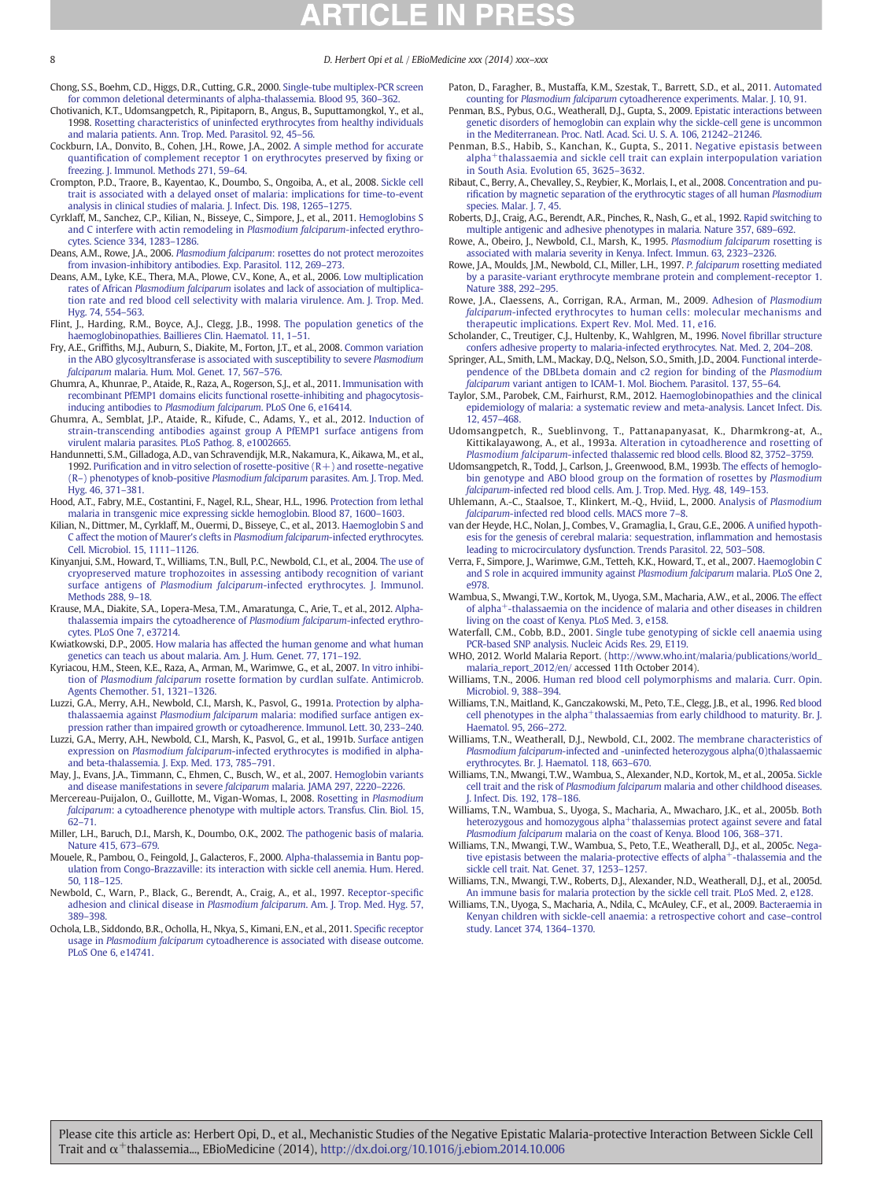Chong, S.S., Boehm, C.D., Higgs, D.R., Cutting, G.R., 2000. Single-tube multiplex-PCR screen for common deletional determinants of alpha-thalassemia. Blood 95, 360–362.

Chotivanich, K.T., Udomsangpetch, R., Pipitaporn, B., Angus, B., Suputtamongkol, Y., et al., 1998. Rosetting characteristics of uninfected erythrocytes from healthy individuals and malaria patients. Ann. Trop. Med. Parasitol. 92, 45–56.

Cockburn, I.A., Donvito, B., Cohen, J.H., Rowe, J.A., 2002. A simple method for accurate quantification of complement receptor 1 on erythrocytes preserved by fixing or freezing. J. Immunol. Methods 271, 59–64.

Crompton, P.D., Traore, B., Kayentao, K., Doumbo, S., Ongoiba, A., et al., 2008. Sickle cell trait is associated with a delayed onset of malaria: implications for time-to-event analysis in clinical studies of malaria. J. Infect. Dis. 198, 1265–1275.

Cyrklaff, M., Sanchez, C.P., Kilian, N., Bisseye, C., Simpore, J., et al., 2011. Hemoglobins S and C interfere with actin remodeling in *Plasmodium falciparum*-infected erythrocytes. Science 334, 1283–1286.

Deans, A.M., Rowe, J.A., 2006. *Plasmodium falciparum*: rosettes do not protect merozoites from invasion-inhibitory antibodies. Exp. Parasitol. 112, 269–273.

Deans, A.M., Lyke, K.E., Thera, M.A., Plowe, C.V., Kone, A., et al., 2006. Low multiplication rates of African *Plasmodium falciparum* isolates and lack of association of multiplication rate and red blood cell selectivity with malaria virulence. Am. J. Trop. Med. Hyg. 74, 554–563.

Flint, J., Harding, R.M., Boyce, A.J., Clegg, J.B., 1998. The population genetics of the haemoglobinopathies. Baillieres Clin. Haematol. 11, 1–51.

Fry, A.E., Griffiths, M.J., Auburn, S., Diakite, M., Forton, J.T., et al., 2008. Common variation in the ABO glycosyltransferase is associated with susceptibility to severe *Plasmodium falciparum* malaria. Hum. Mol. Genet. 17, 567–576.

Ghumra, A., Khunrae, P., Ataide, R., Raza, A., Rogerson, S.J., et al., 2011. Immunisation with recombinant PfEMP1 domains elicits functional rosette-inhibiting and phagocytosis-inducing antibodies to *Plasmodium falciparum*. PLoS One 6, e16414.

Ghumra, A., Semblat, J.P., Ataide, R., Kifude, C., Adams, Y., et al., 2012. Induction of strain-transcending antibodies against group A PfEMP1 surface antigens from virulent malaria parasites. PLoS Pathog. 8, e1002665.

Handunnetti, S.M., Gilladoga, A.D., van Schravendijk, M.R., Nakamura, K., Aikawa, M., et al., 1992. Purification and in vitro selection of rosette-positive (R+) and rosette-negative (R−) phenotypes of knob-positive *Plasmodium falciparum* parasites. Am. J. Trop. Med. Hyg. 46, 371–381.

Hood, A.T., Fabry, M.E., Costantini, F., Nagel, R.L., Shear, H.L., 1996. Protection from lethal malaria in transgenic mice expressing sickle hemoglobin. Blood 87, 1600–1603.

Kilian, N., Dittmer, M., Cyrklaff, M., Ouermi, D., Bisseye, C., et al., 2013. Haemoglobin S and C affect the motion of Maurer's clefts in *Plasmodium falciparum*-infected erythrocytes. Cell. Microbiol. 15, 1111–1126.

Kinyanjui, S.M., Howard, T., Williams, T.N., Bull, P.C., Newbold, C.I., et al., 2004. The use of cryopreserved mature trophozoites in assessing antibody recognition of variant surface antigens of *Plasmodium falciparum*-infected erythrocytes. J. Immunol. Methods 288, 9–18.

Krause, M.A., Diakite, S.A., Lopera-Mesa, T.M., Amaratunga, C., Arie, T., et al., 2012. Alpha-thalassemia impairs the cytoadherence of *Plasmodium falciparum*-infected erythrocytes. PLoS One 7, e37214.

Kwiatkowski, D.P., 2005. How malaria has affected the human genome and what human genetics can teach us about malaria. Am. J. Hum. Genet. 77, 171–192.

Kyriacou, H.M., Steen, K.E., Raza, A., Arman, M., Warimwe, G., et al., 2007. In vitro inhibition of *Plasmodium falciparum* rosette formation by curdlan sulfate. Antimicrob. Agents Chemother. 51, 1321–1326.

Luzzi, G.A., Merry, A.H., Newbold, C.I., Marsh, K., Pasvol, G., 1991a. Protection by alpha-thalassaemia against *Plasmodium falciparum* malaria: modified surface antigen expression rather than impaired growth or cytoadherence. Immunol. Lett. 30, 233–240.

Luzzi, G.A., Merry, A.H., Newbold, C.I., Marsh, K., Pasvol, G., et al., 1991b. Surface antigen expression on *Plasmodium falciparum*-infected erythrocytes is modified in alpha- and beta-thalassemia. J. Exp. Med. 173, 785–791.

May, J., Evans, J.A., Timmann, C., Ehmen, C., Busch, W., et al., 2007. Hemoglobin variants and disease manifestations in severe *falciparum* malaria. JAMA 297, 2220–2226.

Mercereau-Puijalon, O., Guillotte, M., Vigan-Womas, I., 2008. Rosetting in *Plasmodium falciparum*: a cytoadherence phenotype with multiple actors. Transfus. Clin. Biol. 15, 62–71.

Miller, L.H., Baruch, D.I., Marsh, K., Doumbo, O.K., 2002. The pathogenic basis of malaria. Nature 415, 673–679.

Mouele, R., Pambou, O., Feingold, J., Galacteros, F., 2000. Alpha-thalassemia in Bantu population from Congo-Brazzaville: its interaction with sickle cell anemia. Hum. Hered. 50, 118–125.

Newbold, C., Warn, P., Black, G., Berendt, A., Craig, A., et al., 1997. Receptor-specific adhesion and clinical disease in *Plasmodium falciparum*. Am. J. Trop. Med. Hyg. 57, 389–398.

Ochola, L.B., Siddondo, B.R., Ocholla, H., Nkya, S., Kimani, E.N., et al., 2011. Specific receptor usage in *Plasmodium falciparum* cytoadherence is associated with disease outcome. PLoS One 6, e14741.

Paton, D., Faragher, B., Mustaffa, K.M., Szestak, T., Barrett, S.D., et al., 2011. Automated counting for *Plasmodium falciparum* cytoadherence experiments. Malar. J. 10, 91.

Penman, B.S., Pybus, O.G., Weatherall, D.J., Gupta, S., 2009. Epistatic interactions between genetic disorders of hemoglobin can explain why the sickle-cell gene is uncommon in the Mediterranean. Proc. Natl. Acad. Sci. U. S. A. 106, 21242–21246.

Penman, B.S., Habib, S., Kanchan, K., Gupta, S., 2011. Negative epistasis between alpha$^{+}$thalassaemia and sickle cell trait can explain interpopulation variation in South Asia. Evolution 65, 3625–3632.

Ribaut, C., Berry, A., Chevalley, S., Reybier, K., Morlais, I., et al., 2008. Concentration and purification by magnetic separation of the erythrocytic stages of all human *Plasmodium* species. Malar. J. 7, 45.

Roberts, D.J., Craig, A.G., Berendt, A.R., Pinches, R., Nash, G., et al., 1992. Rapid switching to multiple antigenic and adhesive phenotypes in malaria. Nature 357, 689–692.

Rowe, A., Obeiro, J., Newbold, C.I., Marsh, K., 1995. *Plasmodium falciparum* rosetting is associated with malaria severity in Kenya. Infect. Immun. 63, 2323–2326.

Rowe, J.A., Moulds, J.M., Newbold, C.I., Miller, L.H., 1997. *P. falciparum* rosetting mediated by a parasite-variant erythrocyte membrane protein and complement-receptor 1. Nature 388, 292–295.

Rowe, J.A., Claessens, A., Corrigan, R.A., Arman, M., 2009. Adhesion of *Plasmodium falciparum*-infected erythrocytes to human cells: molecular mechanisms and therapeutic implications. Expert Rev. Mol. Med. 11, e16.

Scholander, C., Treutiger, C.J., Hultenby, K., Wahlgren, M., 1996. Novel fibrillar structure confers adhesive property to malaria-infected erythrocytes. Nat. Med. 2, 204–208.

Springer, A.L., Smith, L.M., Mackay, D.Q., Nelson, S.O., Smith, J.D., 2004. Functional interdependence of the DBLbeta domain and c2 region for binding of the *Plasmodium falciparum* variant antigen to ICAM-1. Mol. Biochem. Parasitol. 137, 55–64.

Taylor, S.M., Parobek, C.M., Fairhurst, R.M., 2012. Haemoglobinopathies and the clinical epidemiology of malaria: a systematic review and meta-analysis. Lancet Infect. Dis. 12, 457–468.

Udomsangpetch, R., Sueblinvong, T., Pattanapanyasat, K., Dharmkrong-at, A., Kittikalayawong, A., et al., 1993a. Alteration in cytoadherence and rosetting of *Plasmodium falciparum*-infected thalassemic red blood cells. Blood 82, 3752–3759.

Udomsangpetch, R., Todd, J., Carlson, J., Greenwood, B.M., 1993b. The effects of hemoglobin genotype and ABO blood group on the formation of rosettes by *Plasmodium falciparum*-infected red blood cells. Am. J. Trop. Med. Hyg. 48, 149–153.

Uhlemann, A.-C., Staalsoe, T., Klinkert, M.-Q., Hviid, L., 2000. Analysis of *Plasmodium falciparum*-infected red blood cells. MACS more 7–8.

van der Heyde, H.C., Nolan, J., Combes, V., Gramaglia, I., Grau, G.E., 2006. A unified hypothesis for the genesis of cerebral malaria: sequestration, inflammation and hemostasis leading to microcirculatory dysfunction. Trends Parasitol. 22, 503–508.

Verra, F., Simpore, J., Warimwe, G.M., Tetteh, K.K., Howard, T., et al., 2007. Haemoglobin C and S role in acquired immunity against *Plasmodium falciparum* malaria. PLoS One 2, e978.

Wambua, S., Mwangi, T.W., Kortok, M., Uyoga, S.M., Macharia, A.W., et al., 2006. The effect of alpha$^{+}$-thalassaemia on the incidence of malaria and other diseases in children living on the coast of Kenya. PLoS Med. 3, e158.

Waterfall, C.M., Cobb, B.D., 2001. Single tube genotyping of sickle cell anaemia using PCR-based SNP analysis. Nucleic Acids Res. 29, E119.

WHO, 2012. World Malaria Report. (http://www.who.int/malaria/publications/world_malaria_report_2012/en/ accessed 11th October 2014).

Williams, T.N., 2006. Human red blood cell polymorphisms and malaria. Curr. Opin. Microbiol. 9, 388–394.

Williams, T.N., Maitland, K., Ganczakowski, M., Peto, T.E., Clegg, J.B., et al., 1996. Red blood cell phenotypes in the alpha$^{+}$thalassaemias from early childhood to maturity. Br. J. Haematol. 95, 266–272.

Williams, T.N., Weatherall, D.J., Newbold, C.I., 2002. The membrane characteristics of *Plasmodium falciparum*-infected and -uninfected heterozygous alpha(0)thalassaemic erythrocytes. Br. J. Haematol. 118, 663–670.

Williams, T.N., Mwangi, T.W., Wambua, S., Alexander, N.D., Kortok, M., et al., 2005a. Sickle cell trait and the risk of *Plasmodium falciparum* malaria and other childhood diseases. J. Infect. Dis. 192, 178–186.

Williams, T.N., Wambua, S., Uyoga, S., Macharia, A., Mwacharo, J.K., et al., 2005b. Both heterozygous and homozygous alpha$^{+}$thalassemias protect against severe and fatal *Plasmodium falciparum* malaria on the coast of Kenya. Blood 106, 368–371.

Williams, T.N., Mwangi, T.W., Wambua, S., Peto, T.E., Weatherall, D.J., et al., 2005c. Negative epistasis between the malaria-protective effects of alpha$^{+}$-thalassemia and the sickle cell trait. Nat. Genet. 37, 1253–1257.

Williams, T.N., Mwangi, T.W., Roberts, D.J., Alexander, N.D., Weatherall, D.J., et al., 2005d. An immune basis for malaria protection by the sickle cell trait. PLoS Med. 2, e128.

Williams, T.N., Uyoga, S., Macharia, A., Ndila, C., McAuley, C.F., et al., 2009. Bacteraemia in Kenyan children with sickle-cell anaemia: a retrospective cohort and case–control study. Lancet 374, 1364–1370.